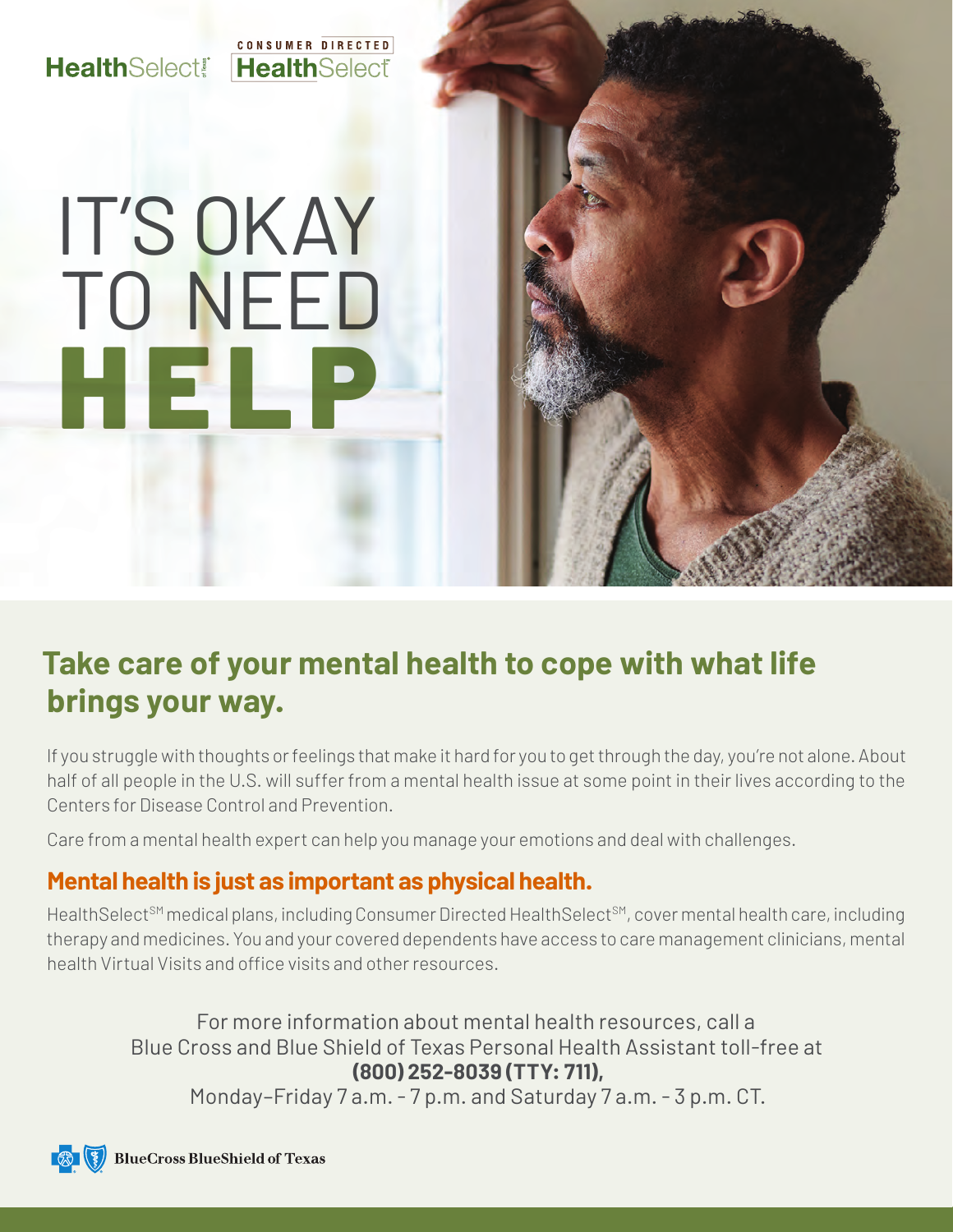HealthSelect of Texas | Consumer Directed HealthSelect

# IT'S OKAY TO NEED HELP

## Take care of your mental health to cope with what life brings your way.

If you struggle with thoughts or feelings that make it hard for you to get through the day, you're not alone. About half of all people in the U.S. will suffer from a mental health issue at some point in their lives according to the Centers for Disease Control and Prevention.

Care from a mental health expert can help you manage your emotions and deal with challenges.

### Mental health is just as important as physical health.

HealthSelect[SM] medical plans, including Consumer Directed HealthSelect[SM], cover mental health care, including therapy and medicines. You and your covered dependents have access to care management clinicians, mental health Virtual Visits and office visits and other resources.

For more information about mental health resources, call a Blue Cross and Blue Shield of Texas Personal Health Assistant toll-free at **(800) 252-8039 (TTY: 711),** Monday–Friday 7 a.m. - 7 p.m. and Saturday 7 a.m. - 3 p.m. CT.

BlueCross BlueShield of Texas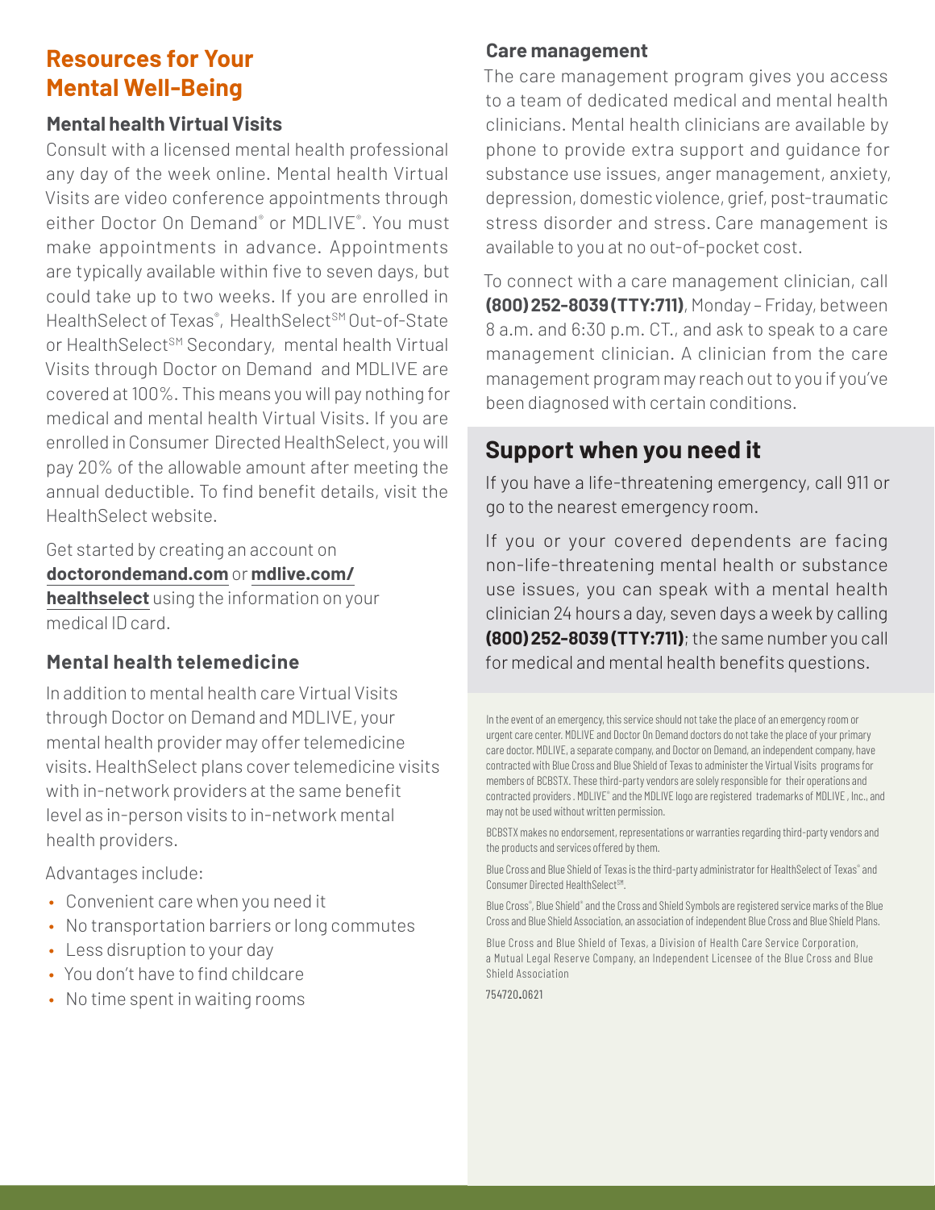## Resources for Your Mental Well-Being

### Mental health Virtual Visits

Consult with a licensed mental health professional any day of the week online. Mental health Virtual Visits are video conference appointments through either Doctor On Demand® or MDLIVE®. You must make appointments in advance. Appointments are typically available within five to seven days, but could take up to two weeks. If you are enrolled in HealthSelect of Texas®, HealthSelect℠ Out-of-State or HealthSelect℠ Secondary, mental health Virtual Visits through Doctor on Demand and MDLIVE are covered at 100%. This means you will pay nothing for medical and mental health Virtual Visits. If you are enrolled in Consumer Directed HealthSelect, you will pay 20% of the allowable amount after meeting the annual deductible. To find benefit details, visit the HealthSelect website.

Get started by creating an account on **doctorondemand.com** or **mdlive.com/healthselect** using the information on your medical ID card.

### Mental health telemedicine

In addition to mental health care Virtual Visits through Doctor on Demand and MDLIVE, your mental health provider may offer telemedicine visits. HealthSelect plans cover telemedicine visits with in-network providers at the same benefit level as in-person visits to in-network mental health providers.

Advantages include:

- Convenient care when you need it
- No transportation barriers or long commutes
- Less disruption to your day
- You don't have to find childcare
- No time spent in waiting rooms

### Care management

The care management program gives you access to a team of dedicated medical and mental health clinicians. Mental health clinicians are available by phone to provide extra support and guidance for substance use issues, anger management, anxiety, depression, domestic violence, grief, post-traumatic stress disorder and stress. Care management is available to you at no out-of-pocket cost.

To connect with a care management clinician, call **(800) 252-8039 (TTY: 711)**, Monday – Friday, between 8 a.m. and 6:30 p.m. CT., and ask to speak to a care management clinician. A clinician from the care management program may reach out to you if you've been diagnosed with certain conditions.

## Support when you need it

If you have a life-threatening emergency, call 911 or go to the nearest emergency room.

If you or your covered dependents are facing non-life-threatening mental health or substance use issues, you can speak with a mental health clinician 24 hours a day, seven days a week by calling **(800) 252-8039 (TTY: 711)**; the same number you call for medical and mental health benefits questions.

In the event of an emergency, this service should not take the place of an emergency room or urgent care center. MDLIVE and Doctor On Demand doctors do not take the place of your primary care doctor. MDLIVE, a separate company, and Doctor on Demand, an independent company, have contracted with Blue Cross and Blue Shield of Texas to administer the Virtual Visits programs for members of BCBSTX. These third-party vendors are solely responsible for their operations and contracted providers . MDLIVE® and the MDLIVE logo are registered trademarks of MDLIVE , Inc., and may not be used without written permission.

BCBSTX makes no endorsement, representations or warranties regarding third-party vendors and the products and services offered by them.

Blue Cross and Blue Shield of Texas is the third-party administrator for HealthSelect of Texas® and Consumer Directed HealthSelect℠.

Blue Cross®, Blue Shield® and the Cross and Shield Symbols are registered service marks of the Blue Cross and Blue Shield Association, an association of independent Blue Cross and Blue Shield Plans.

Blue Cross and Blue Shield of Texas, a Division of Health Care Service Corporation, a Mutual Legal Reserve Company, an Independent Licensee of the Blue Cross and Blue Shield Association

754720.0621